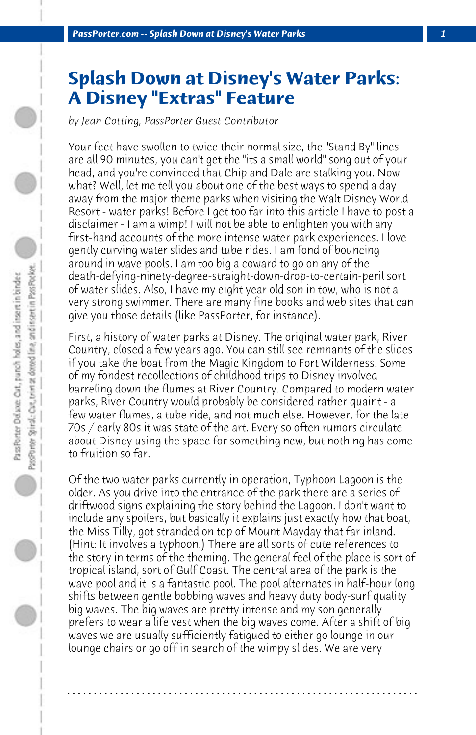# Splash Down at Disney's Water Parks: A Disney "Extras" Feature

*by Jean Cotting, PassPorter Guest Contributor*

Your feet have swollen to twice their normal size, the "Stand By" lines are all 90 minutes, you can't get the "its a small world" song out of your head, and you're convinced that Chip and Dale are stalking you. Now what? Well, let me tell you about one of the best ways to spend a day away from the major theme parks when visiting the Walt Disney World Resort - water parks! Before I get too far into this article I have to post a disclaimer - I am a wimp! I will not be able to enlighten you with any first-hand accounts of the more intense water park experiences. I love gently curving water slides and tube rides. I am fond of bouncing around in wave pools. I am too big a coward to go on any of the death-defying-ninety-degree-straight-down-drop-to-certain-peril sort of water slides. Also, I have my eight year old son in tow, who is not a very strong swimmer. There are many fine books and web sites that can give you those details (like PassPorter, for instance).

First, a history of water parks at Disney. The original water park, River Country, closed a few years ago. You can still see remnants of the slides if you take the boat from the Magic Kingdom to Fort Wilderness. Some of my fondest recollections of childhood trips to Disney involved barreling down the flumes at River Country. Compared to modern water parks, River Country would probably be considered rather quaint - a few water flumes, a tube ride, and not much else. However, for the late 70s / early 80s it was state of the art. Every so often rumors circulate about Disney using the space for something new, but nothing has come to fruition so far.

Of the two water parks currently in operation, Typhoon Lagoon is the older. As you drive into the entrance of the park there are a series of driftwood signs explaining the story behind the Lagoon. I don't want to include any spoilers, but basically it explains just exactly how that boat, the Miss Tilly, got stranded on top of Mount Mayday that far inland. (Hint: It involves a typhoon.) There are all sorts of cute references to the story in terms of the theming. The general feel of the place is sort of tropical island, sort of Gulf Coast. The central area of the park is the wave pool and it is a fantastic pool. The pool alternates in half-hour long shifts between gentle bobbing waves and heavy duty body-surf quality big waves. The big waves are pretty intense and my son generally prefers to wear a life vest when the big waves come. After a shift of big waves we are usually sufficiently fatigued to either go lounge in our lounge chairs or go off in search of the wimpy slides. We are very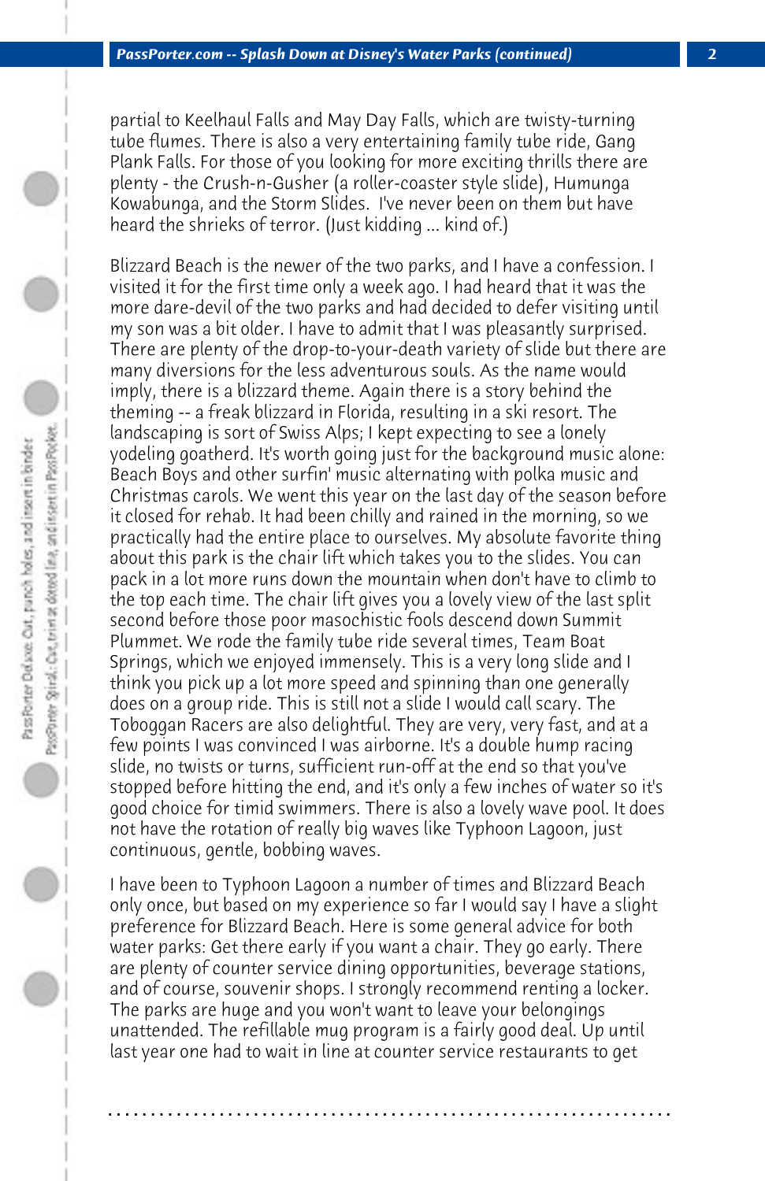partial to Keelhaul Falls and May Day Falls, which are twisty-turning tube flumes. There is also a very entertaining family tube ride, Gang Plank Falls. For those of you looking for more exciting thrills there are plenty - the Crush-n-Gusher (a roller-coaster style slide), Humunga Kowabunga, and the Storm Slides. I've never been on them but have heard the shrieks of terror. (Just kidding ... kind of.)

Blizzard Beach is the newer of the two parks, and I have a confession. I visited it for the first time only a week ago. I had heard that it was the more dare-devil of the two parks and had decided to defer visiting until my son was a bit older. I have to admit that I was pleasantly surprised. There are plenty of the drop-to-your-death variety of slide but there are many diversions for the less adventurous souls. As the name would imply, there is a blizzard theme. Again there is a story behind the theming -- a freak blizzard in Florida, resulting in a ski resort. The landscaping is sort of Swiss Alps; I kept expecting to see a lonely yodeling goatherd. It's worth going just for the background music alone: Beach Boys and other surfin' music alternating with polka music and Christmas carols. We went this year on the last day of the season before it closed for rehab. It had been chilly and rained in the morning, so we practically had the entire place to ourselves. My absolute favorite thing about this park is the chair lift which takes you to the slides. You can pack in a lot more runs down the mountain when don't have to climb to the top each time. The chair lift gives you a lovely view of the last split second before those poor masochistic fools descend down Summit Plummet. We rode the family tube ride several times, Team Boat Springs, which we enjoyed immensely. This is a very long slide and I think you pick up a lot more speed and spinning than one generally does on a group ride. This is still not a slide I would call scary. The Toboggan Racers are also delightful. They are very, very fast, and at a few points I was convinced I was airborne. It's a double hump racing slide, no twists or turns, sufficient run-off at the end so that you've stopped before hitting the end, and it's only a few inches of water so it's good choice for timid swimmers. There is also a lovely wave pool. It does not have the rotation of really big waves like Typhoon Lagoon, just continuous, gentle, bobbing waves.

I have been to Typhoon Lagoon a number of times and Blizzard Beach only once, but based on my experience so far I would say I have a slight preference for Blizzard Beach. Here is some general advice for both water parks: Get there early if you want a chair. They go early. There are plenty of counter service dining opportunities, beverage stations, and of course, souvenir shops. I strongly recommend renting a locker. The parks are huge and you won't want to leave your belongings unattended. The refillable mug program is a fairly good deal. Up until last year one had to wait in line at counter service restaurants to get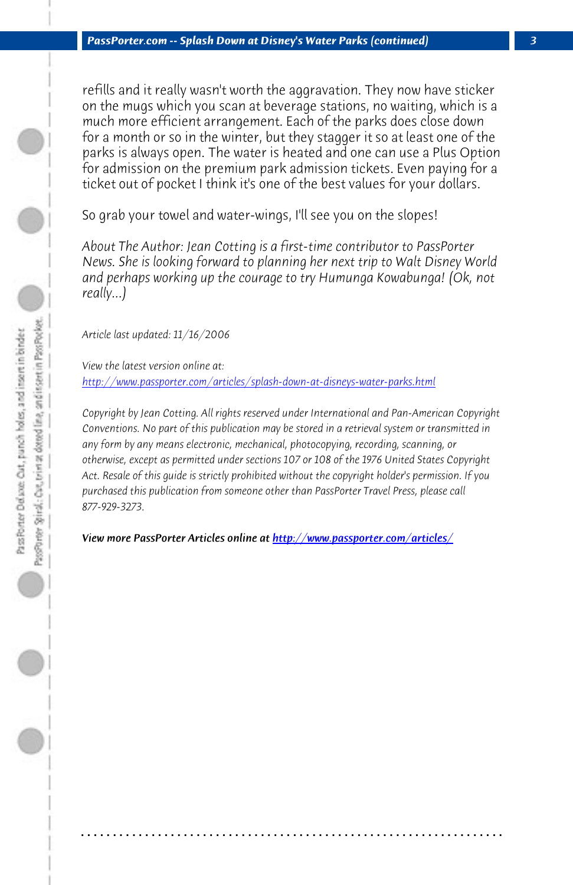refills and it really wasn't worth the aggravation. They now have sticker on the mugs which you scan at beverage stations, no waiting, which is a much more efficient arrangement. Each of the parks does close down for a month or so in the winter, but they stagger it so at least one of the parks is always open. The water is heated and one can use a Plus Option for admission on the premium park admission tickets. Even paying for a ticket out of pocket I think it's one of the best values for your dollars.

So grab your towel and water-wings, I'll see you on the slopes!

*About The Author: Jean Cotting is a first-time contributor to PassPorter News. She is looking forward to planning her next trip to Walt Disney World and perhaps working up the courage to try Humunga Kowabunga! (Ok, not really...)*

*Article last updated: 11/16/2006*

*View the latest version online at:*
*http://www.passporter.com/articles/splash-down-at-disneys-water-parks.html*

*Copyright by Jean Cotting. All rights reserved under International and Pan-American Copyright Conventions. No part of this publication may be stored in a retrieval system or transmitted in any form by any means electronic, mechanical, photocopying, recording, scanning, or otherwise, except as permitted under sections 107 or 108 of the 1976 United States Copyright Act. Resale of this guide is strictly prohibited without the copyright holder's permission. If you purchased this publication from someone other than PassPorter Travel Press, please call 877-929-3273.*

***View more PassPorter Articles online at http://www.passporter.com/articles/***